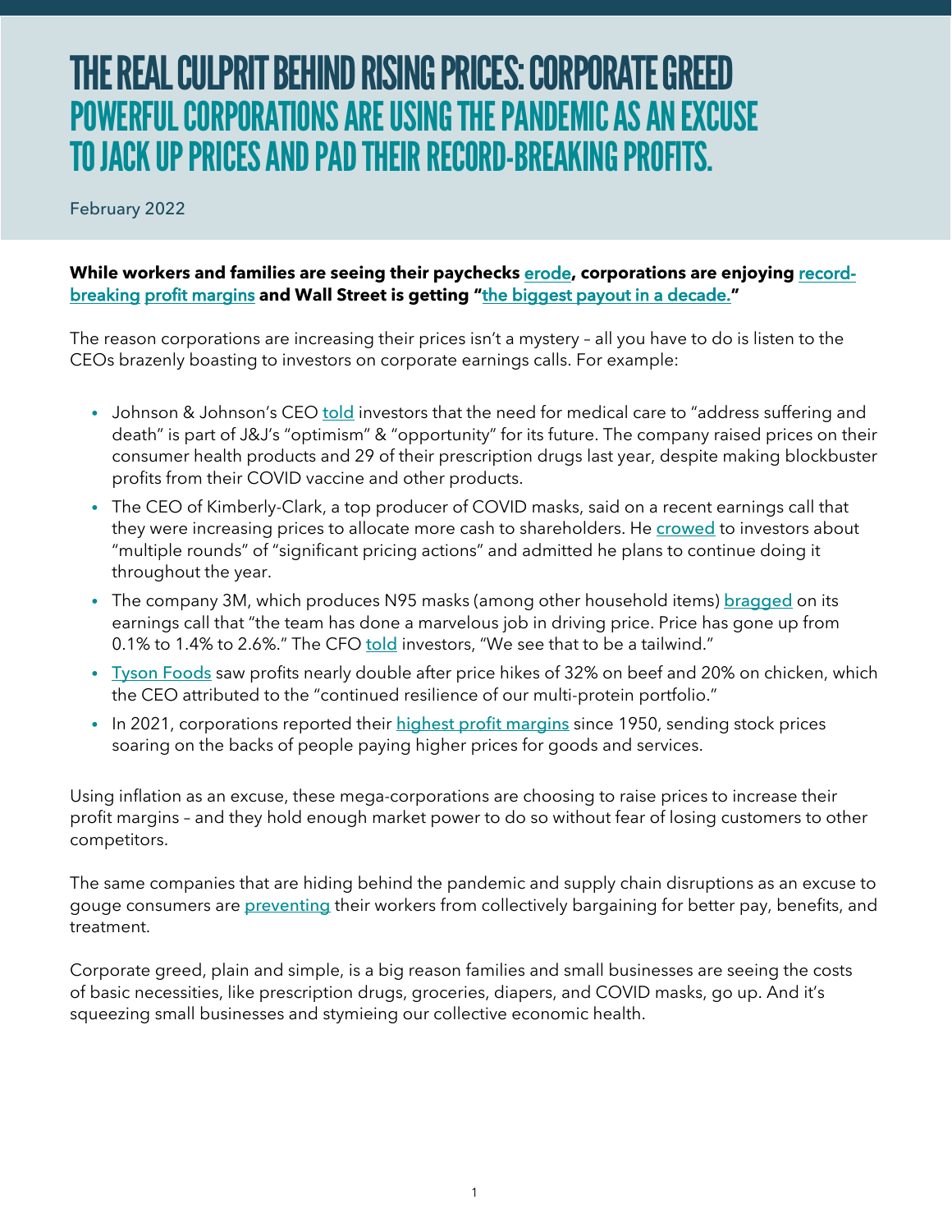# THE REAL CULPRIT BEHIND RISING PRICES: CORPORATE GREED

## POWERFUL CORPORATIONS ARE USING THE PANDEMIC AS AN EXCUSE TO JACK UP PRICES AND PAD THEIR RECORD-BREAKING PROFITS.

February 2022

**While workers and families are seeing their paychecks erode, corporations are enjoying record-breaking profit margins and Wall Street is getting "the biggest payout in a decade."**

The reason corporations are increasing their prices isn't a mystery – all you have to do is listen to the CEOs brazenly boasting to investors on corporate earnings calls. For example:

- Johnson & Johnson's CEO told investors that the need for medical care to "address suffering and death" is part of J&J's "optimism" & "opportunity" for its future. The company raised prices on their consumer health products and 29 of their prescription drugs last year, despite making blockbuster profits from their COVID vaccine and other products.
- The CEO of Kimberly-Clark, a top producer of COVID masks, said on a recent earnings call that they were increasing prices to allocate more cash to shareholders. He crowed to investors about "multiple rounds" of "significant pricing actions" and admitted he plans to continue doing it throughout the year.
- The company 3M, which produces N95 masks (among other household items) bragged on its earnings call that "the team has done a marvelous job in driving price. Price has gone up from 0.1% to 1.4% to 2.6%." The CFO told investors, "We see that to be a tailwind."
- Tyson Foods saw profits nearly double after price hikes of 32% on beef and 20% on chicken, which the CEO attributed to the "continued resilience of our multi-protein portfolio."
- In 2021, corporations reported their highest profit margins since 1950, sending stock prices soaring on the backs of people paying higher prices for goods and services.

Using inflation as an excuse, these mega-corporations are choosing to raise prices to increase their profit margins – and they hold enough market power to do so without fear of losing customers to other competitors.

The same companies that are hiding behind the pandemic and supply chain disruptions as an excuse to gouge consumers are preventing their workers from collectively bargaining for better pay, benefits, and treatment.

Corporate greed, plain and simple, is a big reason families and small businesses are seeing the costs of basic necessities, like prescription drugs, groceries, diapers, and COVID masks, go up. And it's squeezing small businesses and stymieing our collective economic health.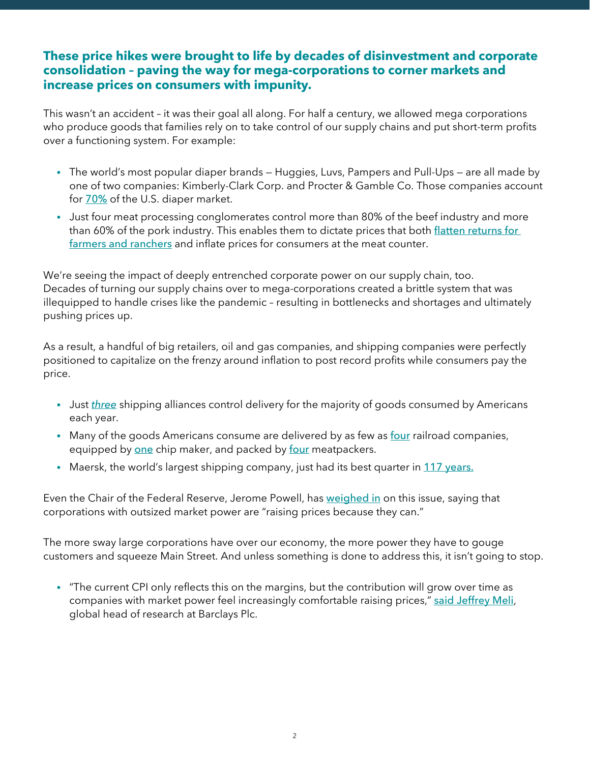## These price hikes were brought to life by decades of disinvestment and corporate consolidation – paving the way for mega-corporations to corner markets and increase prices on consumers with impunity.

This wasn't an accident – it was their goal all along. For half a century, we allowed mega corporations who produce goods that families rely on to take control of our supply chains and put short-term profits over a functioning system. For example:

- The world's most popular diaper brands — Huggies, Luvs, Pampers and Pull-Ups — are all made by one of two companies: Kimberly-Clark Corp. and Procter & Gamble Co. Those companies account for 70% of the U.S. diaper market.
- Just four meat processing conglomerates control more than 80% of the beef industry and more than 60% of the pork industry. This enables them to dictate prices that both flatten returns for farmers and ranchers and inflate prices for consumers at the meat counter.

We're seeing the impact of deeply entrenched corporate power on our supply chain, too. Decades of turning our supply chains over to mega-corporations created a brittle system that was illequipped to handle crises like the pandemic – resulting in bottlenecks and shortages and ultimately pushing prices up.

As a result, a handful of big retailers, oil and gas companies, and shipping companies were perfectly positioned to capitalize on the frenzy around inflation to post record profits while consumers pay the price.

- Just *three* shipping alliances control delivery for the majority of goods consumed by Americans each year.
- Many of the goods Americans consume are delivered by as few as four railroad companies, equipped by one chip maker, and packed by four meatpackers.
- Maersk, the world's largest shipping company, just had its best quarter in 117 years.

Even the Chair of the Federal Reserve, Jerome Powell, has weighed in on this issue, saying that corporations with outsized market power are "raising prices because they can."

The more sway large corporations have over our economy, the more power they have to gouge customers and squeeze Main Street. And unless something is done to address this, it isn't going to stop.

- "The current CPI only reflects this on the margins, but the contribution will grow over time as companies with market power feel increasingly comfortable raising prices," said Jeffrey Meli, global head of research at Barclays Plc.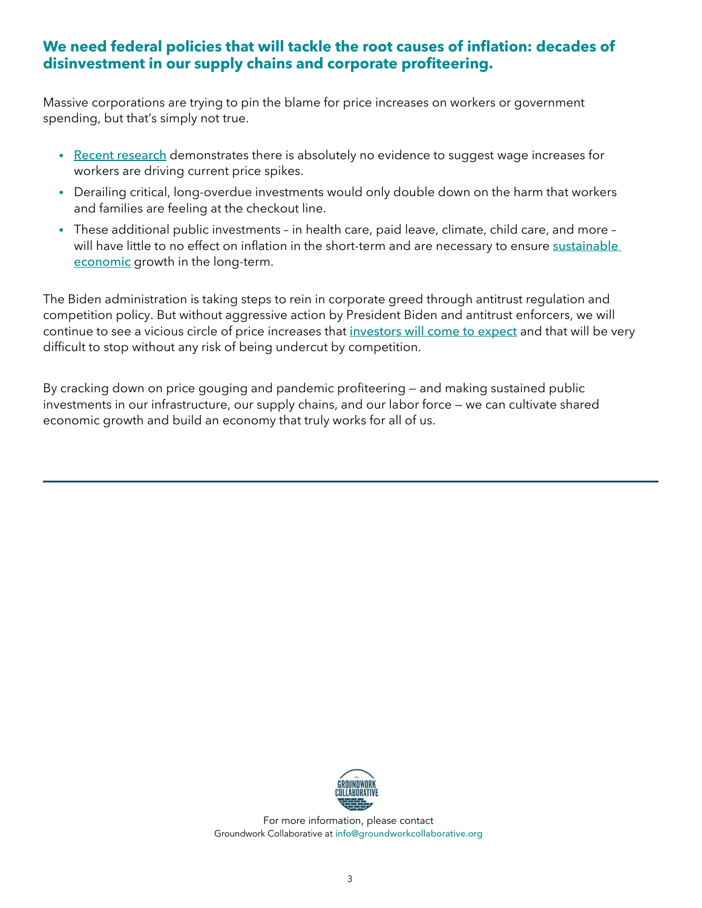## We need federal policies that will tackle the root causes of inflation: decades of disinvestment in our supply chains and corporate profiteering.

Massive corporations are trying to pin the blame for price increases on workers or government spending, but that's simply not true.

- Recent research demonstrates there is absolutely no evidence to suggest wage increases for workers are driving current price spikes.
- Derailing critical, long-overdue investments would only double down on the harm that workers and families are feeling at the checkout line.
- These additional public investments – in health care, paid leave, climate, child care, and more – will have little to no effect on inflation in the short-term and are necessary to ensure sustainable economic growth in the long-term.

The Biden administration is taking steps to rein in corporate greed through antitrust regulation and competition policy. But without aggressive action by President Biden and antitrust enforcers, we will continue to see a vicious circle of price increases that investors will come to expect and that will be very difficult to stop without any risk of being undercut by competition.

By cracking down on price gouging and pandemic profiteering — and making sustained public investments in our infrastructure, our supply chains, and our labor force — we can cultivate shared economic growth and build an economy that truly works for all of us.

---

For more information, please contact
Groundwork Collaborative at info@groundworkcollaborative.org